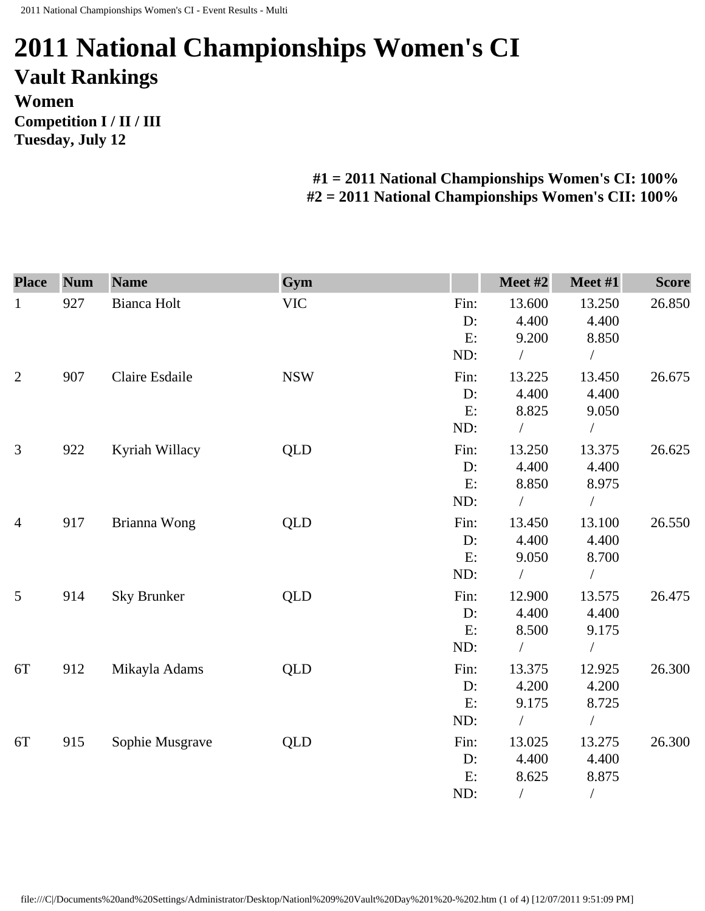# 2011 National Championships Women's CI

## Vault Rankings

### Women

**Competition I / II / III**

**Tuesday, July 12**

**#1 = 2011 National Championships Women's CI: 100%**
**#2 = 2011 National Championships Women's CII: 100%**

| Place | Num | Name | Gym | | Meet #2 | Meet #1 | Score |
|---|---|---|---|---|---|---|---|
| 1 | 927 | Bianca Holt | VIC | Fin: | 13.600 | 13.250 | 26.850 |
| | | | | D: | 4.400 | 4.400 | |
| | | | | E: | 9.200 | 8.850 | |
| | | | | ND: | / | / | |
| 2 | 907 | Claire Esdaile | NSW | Fin: | 13.225 | 13.450 | 26.675 |
| | | | | D: | 4.400 | 4.400 | |
| | | | | E: | 8.825 | 9.050 | |
| | | | | ND: | / | / | |
| 3 | 922 | Kyriah Willacy | QLD | Fin: | 13.250 | 13.375 | 26.625 |
| | | | | D: | 4.400 | 4.400 | |
| | | | | E: | 8.850 | 8.975 | |
| | | | | ND: | / | / | |
| 4 | 917 | Brianna Wong | QLD | Fin: | 13.450 | 13.100 | 26.550 |
| | | | | D: | 4.400 | 4.400 | |
| | | | | E: | 9.050 | 8.700 | |
| | | | | ND: | / | / | |
| 5 | 914 | Sky Brunker | QLD | Fin: | 12.900 | 13.575 | 26.475 |
| | | | | D: | 4.400 | 4.400 | |
| | | | | E: | 8.500 | 9.175 | |
| | | | | ND: | / | / | |
| 6T | 912 | Mikayla Adams | QLD | Fin: | 13.375 | 12.925 | 26.300 |
| | | | | D: | 4.200 | 4.200 | |
| | | | | E: | 9.175 | 8.725 | |
| | | | | ND: | / | / | |
| 6T | 915 | Sophie Musgrave | QLD | Fin: | 13.025 | 13.275 | 26.300 |
| | | | | D: | 4.400 | 4.400 | |
| | | | | E: | 8.625 | 8.875 | |
| | | | | ND: | / | / | |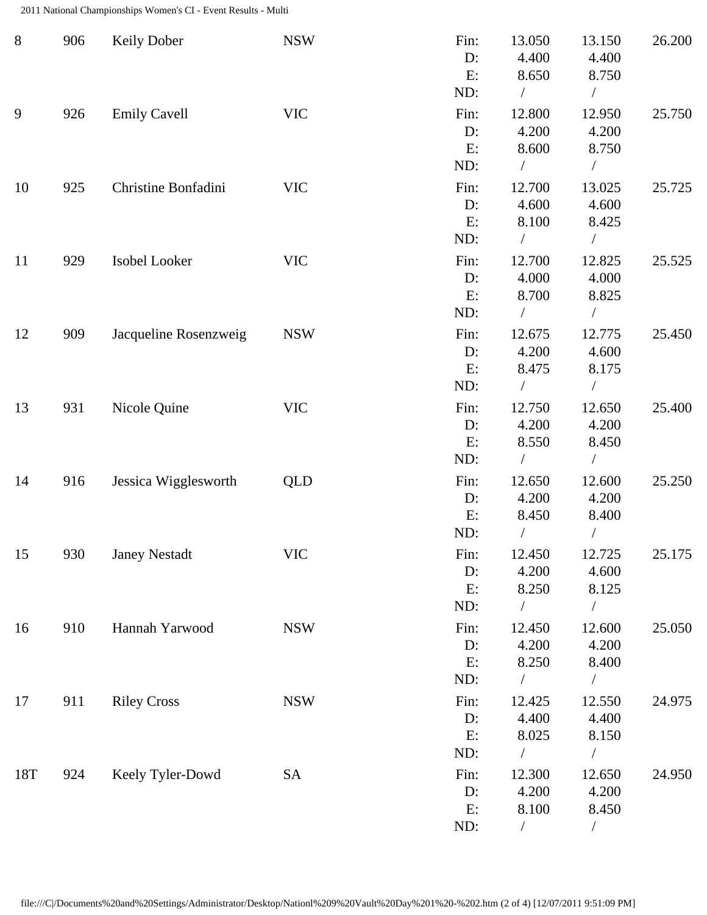| Rank | No. | Name | State | | Vault 1 | Vault 2 | Total |
|---|---|---|---|---|---|---|---|
| 8 | 906 | Keily Dober | NSW | Fin: | 13.050 | 13.150 | 26.200 |
| | | | | D: | 4.400 | 4.400 | |
| | | | | E: | 8.650 | 8.750 | |
| | | | | ND: | / | / | |
| 9 | 926 | Emily Cavell | VIC | Fin: | 12.800 | 12.950 | 25.750 |
| | | | | D: | 4.200 | 4.200 | |
| | | | | E: | 8.600 | 8.750 | |
| | | | | ND: | / | / | |
| 10 | 925 | Christine Bonfadini | VIC | Fin: | 12.700 | 13.025 | 25.725 |
| | | | | D: | 4.600 | 4.600 | |
| | | | | E: | 8.100 | 8.425 | |
| | | | | ND: | / | / | |
| 11 | 929 | Isobel Looker | VIC | Fin: | 12.700 | 12.825 | 25.525 |
| | | | | D: | 4.000 | 4.000 | |
| | | | | E: | 8.700 | 8.825 | |
| | | | | ND: | / | / | |
| 12 | 909 | Jacqueline Rosenzweig | NSW | Fin: | 12.675 | 12.775 | 25.450 |
| | | | | D: | 4.200 | 4.600 | |
| | | | | E: | 8.475 | 8.175 | |
| | | | | ND: | / | / | |
| 13 | 931 | Nicole Quine | VIC | Fin: | 12.750 | 12.650 | 25.400 |
| | | | | D: | 4.200 | 4.200 | |
| | | | | E: | 8.550 | 8.450 | |
| | | | | ND: | / | / | |
| 14 | 916 | Jessica Wigglesworth | QLD | Fin: | 12.650 | 12.600 | 25.250 |
| | | | | D: | 4.200 | 4.200 | |
| | | | | E: | 8.450 | 8.400 | |
| | | | | ND: | / | / | |
| 15 | 930 | Janey Nestadt | VIC | Fin: | 12.450 | 12.725 | 25.175 |
| | | | | D: | 4.200 | 4.600 | |
| | | | | E: | 8.250 | 8.125 | |
| | | | | ND: | / | / | |
| 16 | 910 | Hannah Yarwood | NSW | Fin: | 12.450 | 12.600 | 25.050 |
| | | | | D: | 4.200 | 4.200 | |
| | | | | E: | 8.250 | 8.400 | |
| | | | | ND: | / | / | |
| 17 | 911 | Riley Cross | NSW | Fin: | 12.425 | 12.550 | 24.975 |
| | | | | D: | 4.400 | 4.400 | |
| | | | | E: | 8.025 | 8.150 | |
| | | | | ND: | / | / | |
| 18T | 924 | Keely Tyler-Dowd | SA | Fin: | 12.300 | 12.650 | 24.950 |
| | | | | D: | 4.200 | 4.200 | |
| | | | | E: | 8.100 | 8.450 | |
| | | | | ND: | / | / | |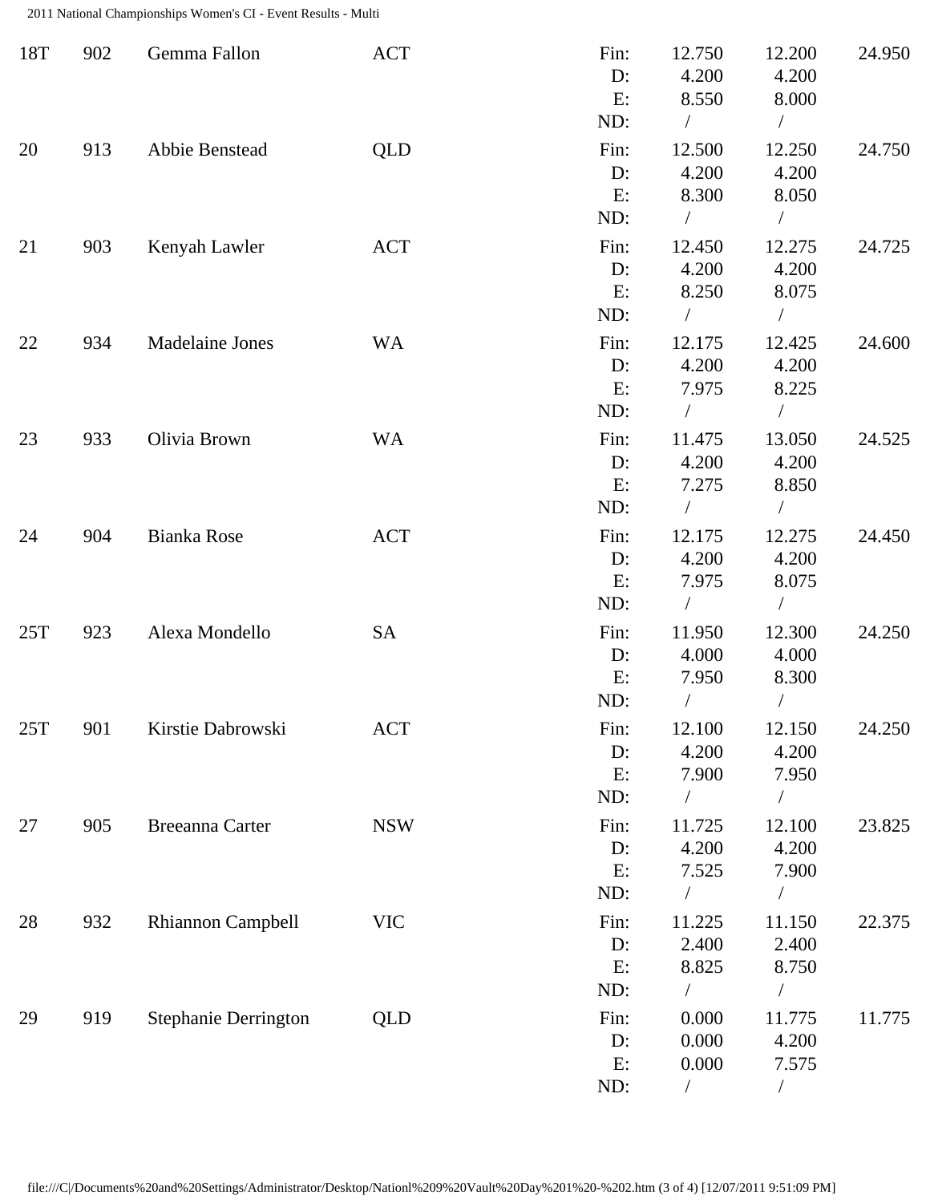| Rank | No. | Name | State | | Vault 1 | Vault 2 | Total |
|---|---|---|---|---|---|---|---|
| 18T | 902 | Gemma Fallon | ACT | Fin: | 12.750 | 12.200 | 24.950 |
| | | | | D: | 4.200 | 4.200 | |
| | | | | E: | 8.550 | 8.000 | |
| | | | | ND: | / | / | |
| 20 | 913 | Abbie Benstead | QLD | Fin: | 12.500 | 12.250 | 24.750 |
| | | | | D: | 4.200 | 4.200 | |
| | | | | E: | 8.300 | 8.050 | |
| | | | | ND: | / | / | |
| 21 | 903 | Kenyah Lawler | ACT | Fin: | 12.450 | 12.275 | 24.725 |
| | | | | D: | 4.200 | 4.200 | |
| | | | | E: | 8.250 | 8.075 | |
| | | | | ND: | / | / | |
| 22 | 934 | Madelaine Jones | WA | Fin: | 12.175 | 12.425 | 24.600 |
| | | | | D: | 4.200 | 4.200 | |
| | | | | E: | 7.975 | 8.225 | |
| | | | | ND: | / | / | |
| 23 | 933 | Olivia Brown | WA | Fin: | 11.475 | 13.050 | 24.525 |
| | | | | D: | 4.200 | 4.200 | |
| | | | | E: | 7.275 | 8.850 | |
| | | | | ND: | / | / | |
| 24 | 904 | Bianka Rose | ACT | Fin: | 12.175 | 12.275 | 24.450 |
| | | | | D: | 4.200 | 4.200 | |
| | | | | E: | 7.975 | 8.075 | |
| | | | | ND: | / | / | |
| 25T | 923 | Alexa Mondello | SA | Fin: | 11.950 | 12.300 | 24.250 |
| | | | | D: | 4.000 | 4.000 | |
| | | | | E: | 7.950 | 8.300 | |
| | | | | ND: | / | / | |
| 25T | 901 | Kirstie Dabrowski | ACT | Fin: | 12.100 | 12.150 | 24.250 |
| | | | | D: | 4.200 | 4.200 | |
| | | | | E: | 7.900 | 7.950 | |
| | | | | ND: | / | / | |
| 27 | 905 | Breeanna Carter | NSW | Fin: | 11.725 | 12.100 | 23.825 |
| | | | | D: | 4.200 | 4.200 | |
| | | | | E: | 7.525 | 7.900 | |
| | | | | ND: | / | / | |
| 28 | 932 | Rhiannon Campbell | VIC | Fin: | 11.225 | 11.150 | 22.375 |
| | | | | D: | 2.400 | 2.400 | |
| | | | | E: | 8.825 | 8.750 | |
| | | | | ND: | / | / | |
| 29 | 919 | Stephanie Derrington | QLD | Fin: | 0.000 | 11.775 | 11.775 |
| | | | | D: | 0.000 | 4.200 | |
| | | | | E: | 0.000 | 7.575 | |
| | | | | ND: | / | / | |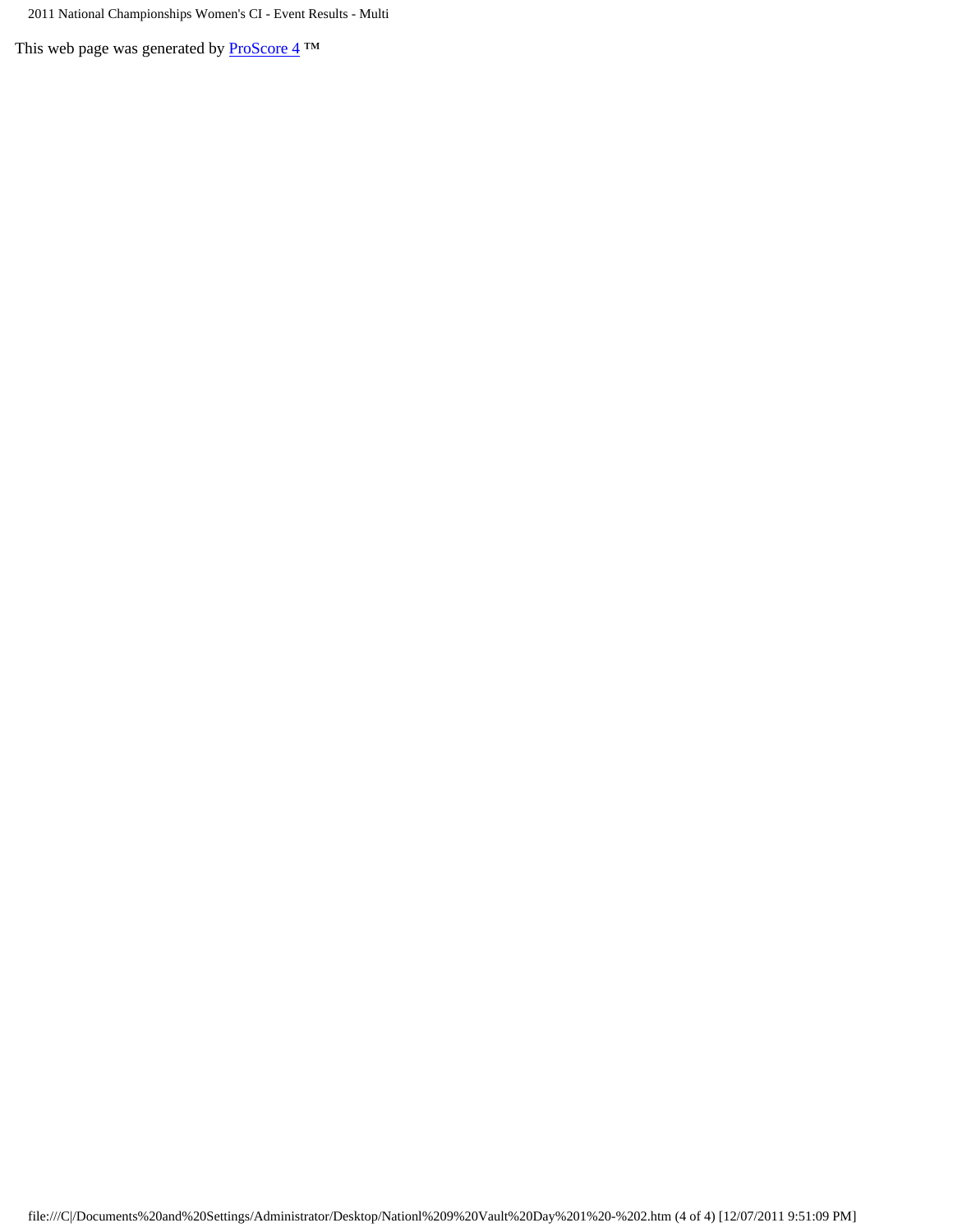This web page was generated by [ProScore 4](ProScore 4) ™